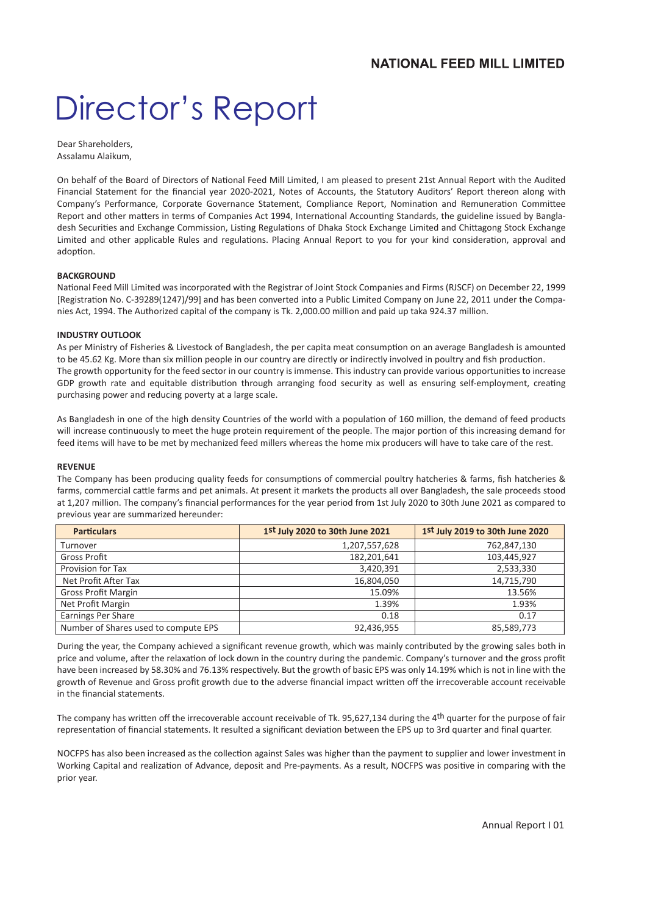# Director's Report

Dear Shareholders,
Assalamu Alaikum,

On behalf of the Board of Directors of National Feed Mill Limited, I am pleased to present 21st Annual Report with the Audited Financial Statement for the financial year 2020-2021, Notes of Accounts, the Statutory Auditors' Report thereon along with Company's Performance, Corporate Governance Statement, Compliance Report, Nomination and Remuneration Committee Report and other matters in terms of Companies Act 1994, International Accounting Standards, the guideline issued by Bangladesh Securities and Exchange Commission, Listing Regulations of Dhaka Stock Exchange Limited and Chittagong Stock Exchange Limited and other applicable Rules and regulations. Placing Annual Report to you for your kind consideration, approval and adoption.

**BACKGROUND**

National Feed Mill Limited was incorporated with the Registrar of Joint Stock Companies and Firms (RJSCF) on December 22, 1999 [Registration No. C-39289(1247)/99] and has been converted into a Public Limited Company on June 22, 2011 under the Companies Act, 1994. The Authorized capital of the company is Tk. 2,000.00 million and paid up taka 924.37 million.

**INDUSTRY OUTLOOK**

As per Ministry of Fisheries & Livestock of Bangladesh, the per capita meat consumption on an average Bangladesh is amounted to be 45.62 Kg. More than six million people in our country are directly or indirectly involved in poultry and fish production.
The growth opportunity for the feed sector in our country is immense. This industry can provide various opportunities to increase GDP growth rate and equitable distribution through arranging food security as well as ensuring self-employment, creating purchasing power and reducing poverty at a large scale.

As Bangladesh in one of the high density Countries of the world with a population of 160 million, the demand of feed products will increase continuously to meet the huge protein requirement of the people. The major portion of this increasing demand for feed items will have to be met by mechanized feed millers whereas the home mix producers will have to take care of the rest.

**REVENUE**

The Company has been producing quality feeds for consumptions of commercial poultry hatcheries & farms, fish hatcheries & farms, commercial cattle farms and pet animals. At present it markets the products all over Bangladesh, the sale proceeds stood at 1,207 million. The company's financial performances for the year period from 1st July 2020 to 30th June 2021 as compared to previous year are summarized hereunder:

| Particulars | 1st July 2020 to 30th June 2021 | 1st July 2019 to 30th June 2020 |
|---|---|---|
| Turnover | 1,207,557,628 | 762,847,130 |
| Gross Profit | 182,201,641 | 103,445,927 |
| Provision for Tax | 3,420,391 | 2,533,330 |
| Net Profit After Tax | 16,804,050 | 14,715,790 |
| Gross Profit Margin | 15.09% | 13.56% |
| Net Profit Margin | 1.39% | 1.93% |
| Earnings Per Share | 0.18 | 0.17 |
| Number of Shares used to compute EPS | 92,436,955 | 85,589,773 |

During the year, the Company achieved a significant revenue growth, which was mainly contributed by the growing sales both in price and volume, after the relaxation of lock down in the country during the pandemic. Company's turnover and the gross profit have been increased by 58.30% and 76.13% respectively. But the growth of basic EPS was only 14.19% which is not in line with the growth of Revenue and Gross profit growth due to the adverse financial impact written off the irrecoverable account receivable in the financial statements.

The company has written off the irrecoverable account receivable of Tk. 95,627,134 during the 4th quarter for the purpose of fair representation of financial statements. It resulted a significant deviation between the EPS up to 3rd quarter and final quarter.

NOCFPS has also been increased as the collection against Sales was higher than the payment to supplier and lower investment in Working Capital and realization of Advance, deposit and Pre-payments. As a result, NOCFPS was positive in comparing with the prior year.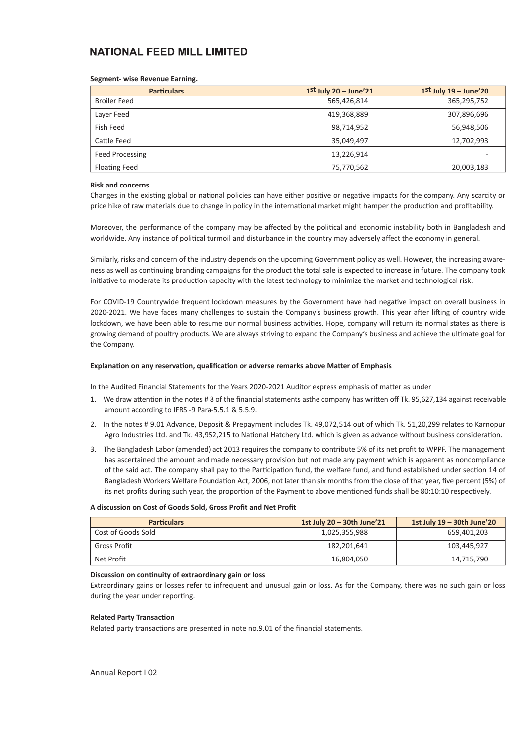**Segment- wise Revenue Earning.**

| Particulars | 1st July 20 – June'21 | 1st July 19 – June'20 |
|---|---|---|
| Broiler Feed | 565,426,814 | 365,295,752 |
| Layer Feed | 419,368,889 | 307,896,696 |
| Fish Feed | 98,714,952 | 56,948,506 |
| Cattle Feed | 35,049,497 | 12,702,993 |
| Feed Processing | 13,226,914 | - |
| Floating Feed | 75,770,562 | 20,003,183 |

**Risk and concerns**

Changes in the existing global or national policies can have either positive or negative impacts for the company. Any scarcity or price hike of raw materials due to change in policy in the international market might hamper the production and profitability.

Moreover, the performance of the company may be affected by the political and economic instability both in Bangladesh and worldwide. Any instance of political turmoil and disturbance in the country may adversely affect the economy in general.

Similarly, risks and concern of the industry depends on the upcoming Government policy as well. However, the increasing awareness as well as continuing branding campaigns for the product the total sale is expected to increase in future. The company took initiative to moderate its production capacity with the latest technology to minimize the market and technological risk.

For COVID-19 Countrywide frequent lockdown measures by the Government have had negative impact on overall business in 2020-2021. We have faces many challenges to sustain the Company's business growth. This year after lifting of country wide lockdown, we have been able to resume our normal business activities. Hope, company will return its normal states as there is growing demand of poultry products. We are always striving to expand the Company's business and achieve the ultimate goal for the Company.

**Explanation on any reservation, qualification or adverse remarks above Matter of Emphasis**

In the Audited Financial Statements for the Years 2020-2021 Auditor express emphasis of matter as under

1. We draw attention in the notes # 8 of the financial statements asthe company has written off Tk. 95,627,134 against receivable amount according to IFRS -9 Para-5.5.1 & 5.5.9.
2. In the notes # 9.01 Advance, Deposit & Prepayment includes Tk. 49,072,514 out of which Tk. 51,20,299 relates to Karnopur Agro Industries Ltd. and Tk. 43,952,215 to National Hatchery Ltd. which is given as advance without business consideration.
3. The Bangladesh Labor (amended) act 2013 requires the company to contribute 5% of its net profit to WPPF. The management has ascertained the amount and made necessary provision but not made any payment which is apparent as noncompliance of the said act. The company shall pay to the Participation fund, the welfare fund, and fund established under section 14 of Bangladesh Workers Welfare Foundation Act, 2006, not later than six months from the close of that year, five percent (5%) of its net profits during such year, the proportion of the Payment to above mentioned funds shall be 80:10:10 respectively.

**A discussion on Cost of Goods Sold, Gross Profit and Net Profit**

| Particulars | 1st July 20 – 30th June'21 | 1st July 19 – 30th June'20 |
|---|---|---|
| Cost of Goods Sold | 1,025,355,988 | 659,401,203 |
| Gross Profit | 182,201,641 | 103,445,927 |
| Net Profit | 16,804,050 | 14,715,790 |

**Discussion on continuity of extraordinary gain or loss**

Extraordinary gains or losses refer to infrequent and unusual gain or loss. As for the Company, there was no such gain or loss during the year under reporting.

**Related Party Transaction**

Related party transactions are presented in note no.9.01 of the financial statements.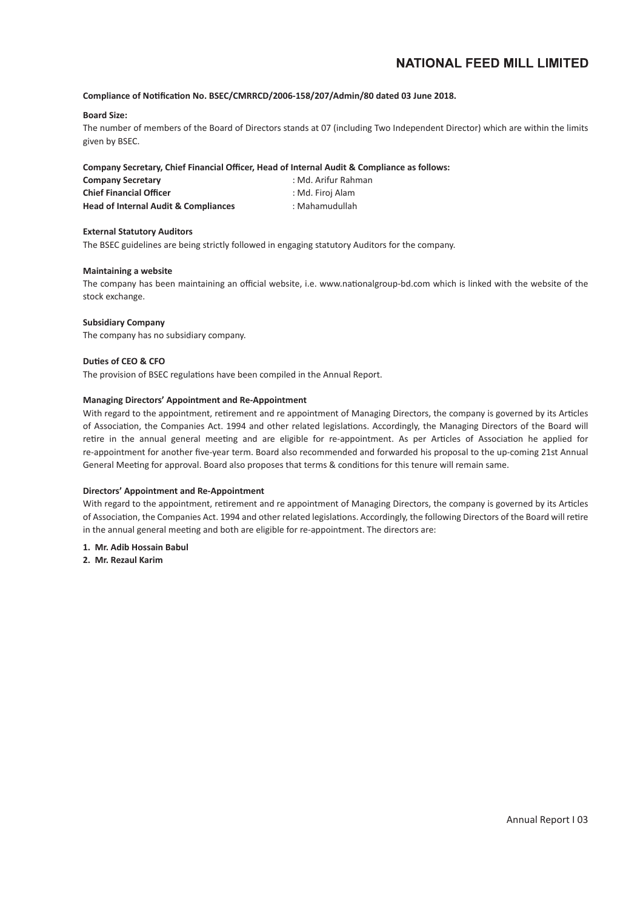**Compliance of Notification No. BSEC/CMRRCD/2006-158/207/Admin/80 dated 03 June 2018.**

**Board Size:**

The number of members of the Board of Directors stands at 07 (including Two Independent Director) which are within the limits given by BSEC.

**Company Secretary, Chief Financial Officer, Head of Internal Audit & Compliance as follows:**

| | |
|---|---|
| **Company Secretary** | : Md. Arifur Rahman |
| **Chief Financial Officer** | : Md. Firoj Alam |
| **Head of Internal Audit & Compliances** | : Mahamudullah |

**External Statutory Auditors**

The BSEC guidelines are being strictly followed in engaging statutory Auditors for the company.

**Maintaining a website**

The company has been maintaining an official website, i.e. www.nationalgroup-bd.com which is linked with the website of the stock exchange.

**Subsidiary Company**

The company has no subsidiary company.

**Duties of CEO & CFO**

The provision of BSEC regulations have been compiled in the Annual Report.

**Managing Directors' Appointment and Re-Appointment**

With regard to the appointment, retirement and re appointment of Managing Directors, the company is governed by its Articles of Association, the Companies Act. 1994 and other related legislations. Accordingly, the Managing Directors of the Board will retire in the annual general meeting and are eligible for re-appointment. As per Articles of Association he applied for re-appointment for another five-year term. Board also recommended and forwarded his proposal to the up-coming 21st Annual General Meeting for approval. Board also proposes that terms & conditions for this tenure will remain same.

**Directors' Appointment and Re-Appointment**

With regard to the appointment, retirement and re appointment of Managing Directors, the company is governed by its Articles of Association, the Companies Act. 1994 and other related legislations. Accordingly, the following Directors of the Board will retire in the annual general meeting and both are eligible for re-appointment. The directors are:

1. **Mr. Adib Hossain Babul**
2. **Mr. Rezaul Karim**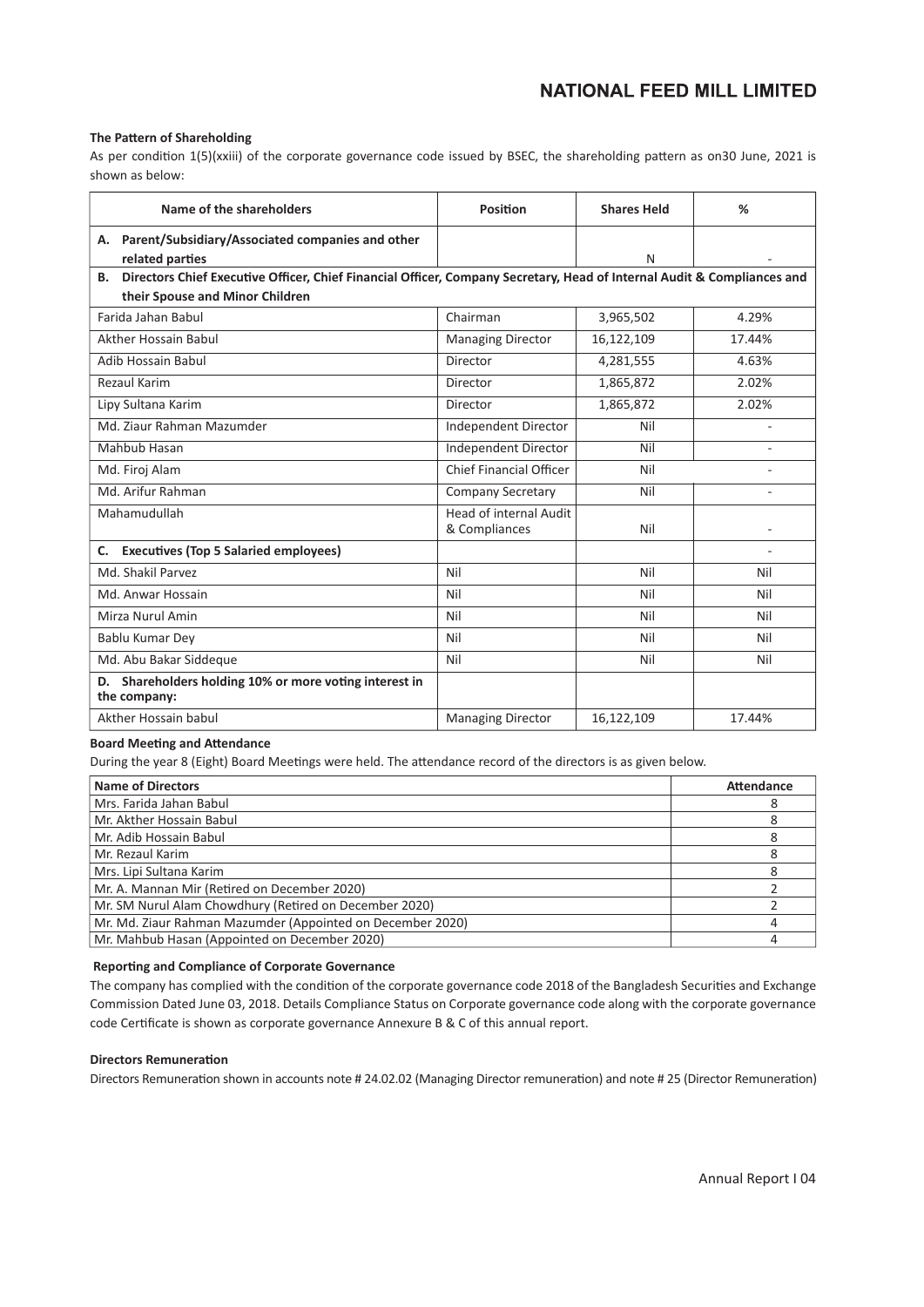### The Pattern of Shareholding

As per condition 1(5)(xxiii) of the corporate governance code issued by BSEC, the shareholding pattern as on30 June, 2021 is shown as below:

| Name of the shareholders | Position | Shares Held | % |
|---|---|---|---|
| **A. Parent/Subsidiary/Associated companies and other related parties** | | N | - |
| **B. Directors Chief Executive Officer, Chief Financial Officer, Company Secretary, Head of Internal Audit & Compliances and their Spouse and Minor Children** | | | |
| Farida Jahan Babul | Chairman | 3,965,502 | 4.29% |
| Akther Hossain Babul | Managing Director | 16,122,109 | 17.44% |
| Adib Hossain Babul | Director | 4,281,555 | 4.63% |
| Rezaul Karim | Director | 1,865,872 | 2.02% |
| Lipy Sultana Karim | Director | 1,865,872 | 2.02% |
| Md. Ziaur Rahman Mazumder | Independent Director | Nil | - |
| Mahbub Hasan | Independent Director | Nil | - |
| Md. Firoj Alam | Chief Financial Officer | Nil | - |
| Md. Arifur Rahman | Company Secretary | Nil | - |
| Mahamudullah | Head of internal Audit & Compliances | Nil | - |
| **C. Executives (Top 5 Salaried employees)** | | | - |
| Md. Shakil Parvez | Nil | Nil | Nil |
| Md. Anwar Hossain | Nil | Nil | Nil |
| Mirza Nurul Amin | Nil | Nil | Nil |
| Bablu Kumar Dey | Nil | Nil | Nil |
| Md. Abu Bakar Siddeque | Nil | Nil | Nil |
| **D. Shareholders holding 10% or more voting interest in the company:** | | | |
| Akther Hossain babul | Managing Director | 16,122,109 | 17.44% |

### Board Meeting and Attendance

During the year 8 (Eight) Board Meetings were held. The attendance record of the directors is as given below.

| Name of Directors | Attendance |
|---|---|
| Mrs. Farida Jahan Babul | 8 |
| Mr. Akther Hossain Babul | 8 |
| Mr. Adib Hossain Babul | 8 |
| Mr. Rezaul Karim | 8 |
| Mrs. Lipi Sultana Karim | 8 |
| Mr. A. Mannan Mir (Retired on December 2020) | 2 |
| Mr. SM Nurul Alam Chowdhury (Retired on December 2020) | 2 |
| Mr. Md. Ziaur Rahman Mazumder (Appointed on December 2020) | 4 |
| Mr. Mahbub Hasan (Appointed on December 2020) | 4 |

### Reporting and Compliance of Corporate Governance

The company has complied with the condition of the corporate governance code 2018 of the Bangladesh Securities and Exchange Commission Dated June 03, 2018. Details Compliance Status on Corporate governance code along with the corporate governance code Certificate is shown as corporate governance Annexure B & C of this annual report.

### Directors Remuneration

Directors Remuneration shown in accounts note # 24.02.02 (Managing Director remuneration) and note # 25 (Director Remuneration)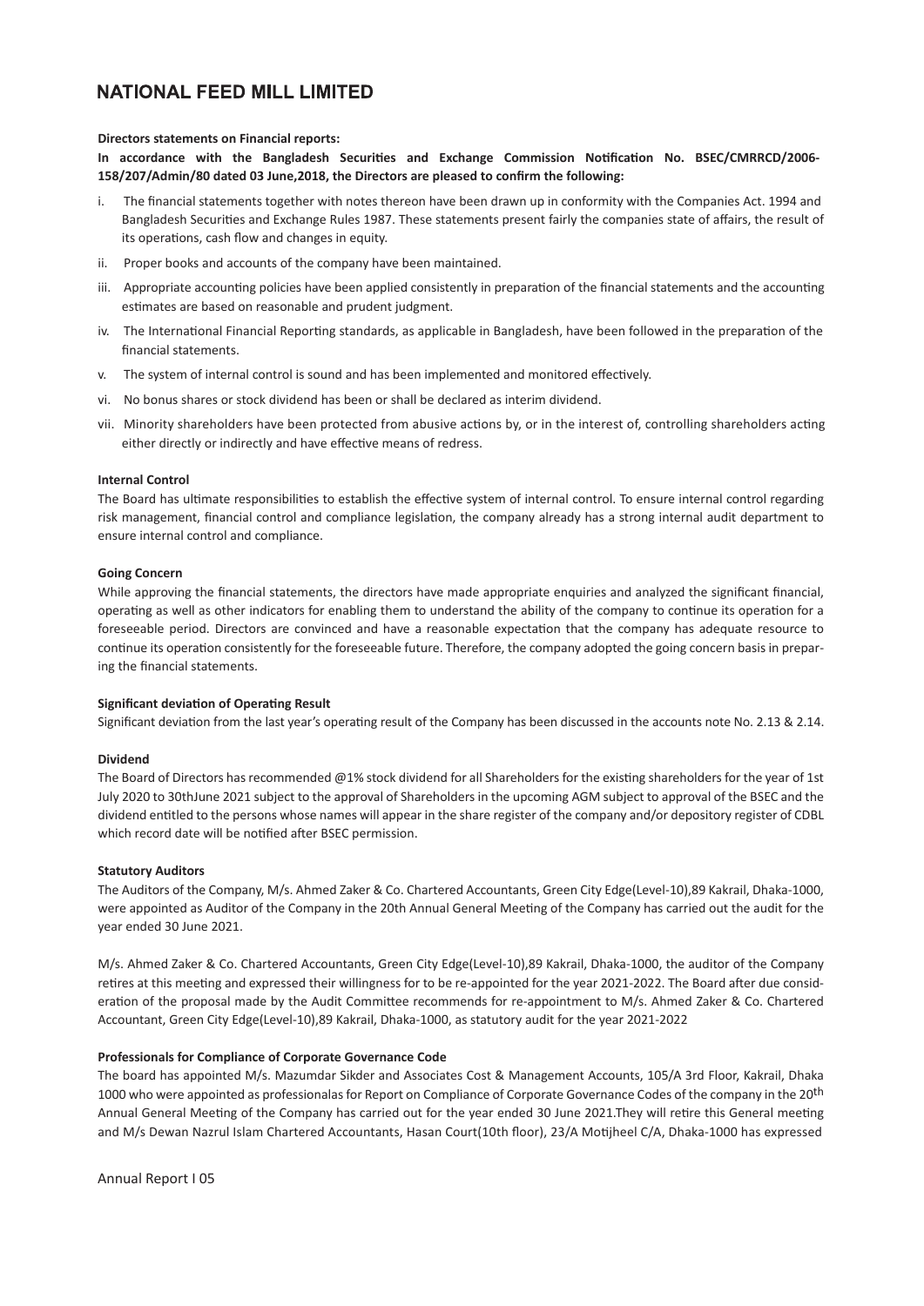# NATIONAL FEED MILL LIMITED

**Directors statements on Financial reports:**

**In accordance with the Bangladesh Securities and Exchange Commission Notification No. BSEC/CMRRCD/2006-158/207/Admin/80 dated 03 June,2018, the Directors are pleased to confirm the following:**

i. The financial statements together with notes thereon have been drawn up in conformity with the Companies Act. 1994 and Bangladesh Securities and Exchange Rules 1987. These statements present fairly the companies state of affairs, the result of its operations, cash flow and changes in equity.

ii. Proper books and accounts of the company have been maintained.

iii. Appropriate accounting policies have been applied consistently in preparation of the financial statements and the accounting estimates are based on reasonable and prudent judgment.

iv. The International Financial Reporting standards, as applicable in Bangladesh, have been followed in the preparation of the financial statements.

v. The system of internal control is sound and has been implemented and monitored effectively.

vi. No bonus shares or stock dividend has been or shall be declared as interim dividend.

vii. Minority shareholders have been protected from abusive actions by, or in the interest of, controlling shareholders acting either directly or indirectly and have effective means of redress.

**Internal Control**

The Board has ultimate responsibilities to establish the effective system of internal control. To ensure internal control regarding risk management, financial control and compliance legislation, the company already has a strong internal audit department to ensure internal control and compliance.

**Going Concern**

While approving the financial statements, the directors have made appropriate enquiries and analyzed the significant financial, operating as well as other indicators for enabling them to understand the ability of the company to continue its operation for a foreseeable period. Directors are convinced and have a reasonable expectation that the company has adequate resource to continue its operation consistently for the foreseeable future. Therefore, the company adopted the going concern basis in preparing the financial statements.

**Significant deviation of Operating Result**

Significant deviation from the last year's operating result of the Company has been discussed in the accounts note No. 2.13 & 2.14.

**Dividend**

The Board of Directors has recommended @1% stock dividend for all Shareholders for the existing shareholders for the year of 1st July 2020 to 30thJune 2021 subject to the approval of Shareholders in the upcoming AGM subject to approval of the BSEC and the dividend entitled to the persons whose names will appear in the share register of the company and/or depository register of CDBL which record date will be notified after BSEC permission.

**Statutory Auditors**

The Auditors of the Company, M/s. Ahmed Zaker & Co. Chartered Accountants, Green City Edge(Level-10),89 Kakrail, Dhaka-1000, were appointed as Auditor of the Company in the 20th Annual General Meeting of the Company has carried out the audit for the year ended 30 June 2021.

M/s. Ahmed Zaker & Co. Chartered Accountants, Green City Edge(Level-10),89 Kakrail, Dhaka-1000, the auditor of the Company retires at this meeting and expressed their willingness for to be re-appointed for the year 2021-2022. The Board after due consideration of the proposal made by the Audit Committee recommends for re-appointment to M/s. Ahmed Zaker & Co. Chartered Accountant, Green City Edge(Level-10),89 Kakrail, Dhaka-1000, as statutory audit for the year 2021-2022

**Professionals for Compliance of Corporate Governance Code**

The board has appointed M/s. Mazumdar Sikder and Associates Cost & Management Accounts, 105/A 3rd Floor, Kakrail, Dhaka 1000 who were appointed as professionalas for Report on Compliance of Corporate Governance Codes of the company in the 20th Annual General Meeting of the Company has carried out for the year ended 30 June 2021.They will retire this General meeting and M/s Dewan Nazrul Islam Chartered Accountants, Hasan Court(10th floor), 23/A Motijheel C/A, Dhaka-1000 has expressed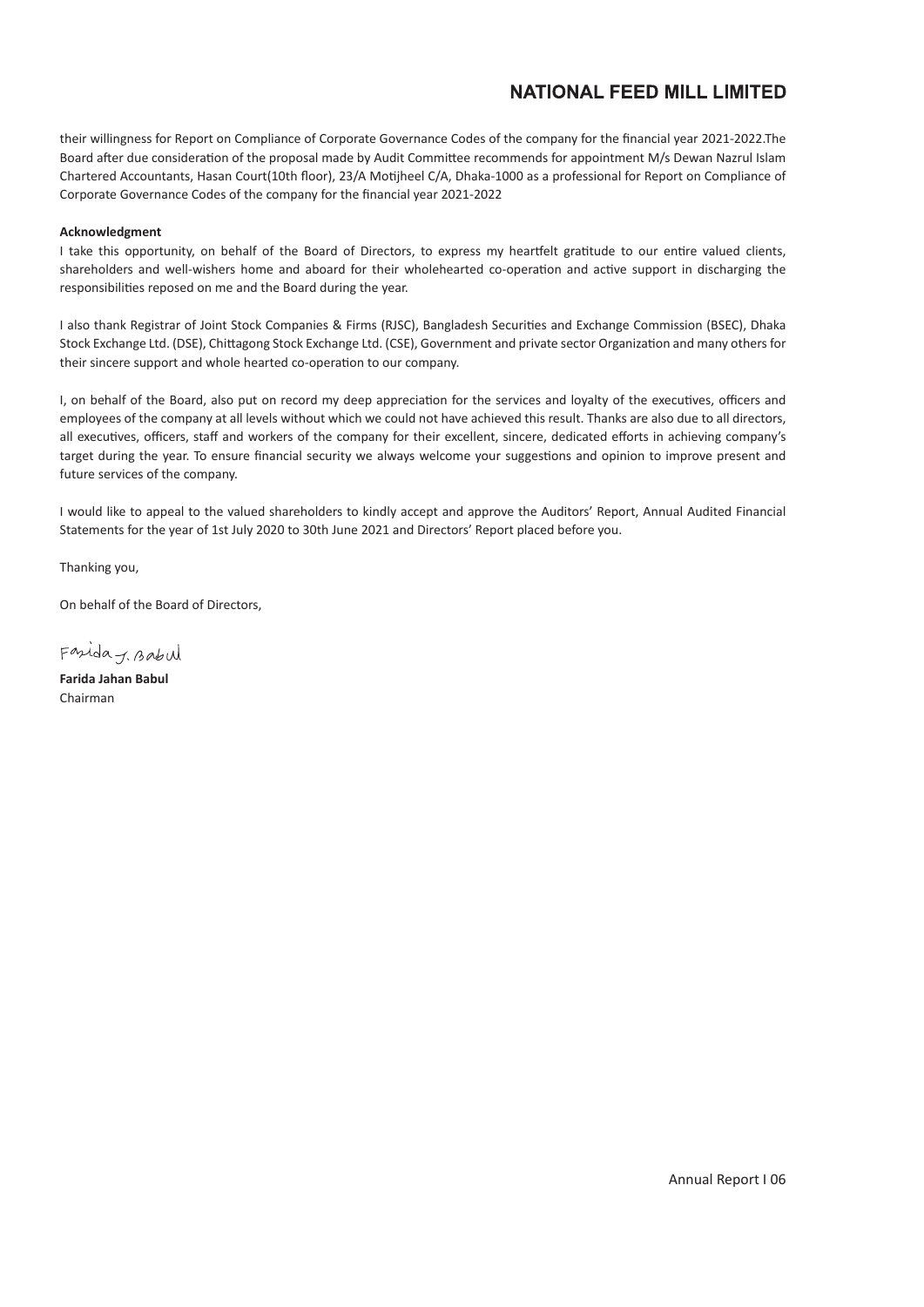their willingness for Report on Compliance of Corporate Governance Codes of the company for the financial year 2021-2022.The Board after due consideration of the proposal made by Audit Committee recommends for appointment M/s Dewan Nazrul Islam Chartered Accountants, Hasan Court(10th floor), 23/A Motijheel C/A, Dhaka-1000 as a professional for Report on Compliance of Corporate Governance Codes of the company for the financial year 2021-2022

**Acknowledgment**

I take this opportunity, on behalf of the Board of Directors, to express my heartfelt gratitude to our entire valued clients, shareholders and well-wishers home and aboard for their wholehearted co-operation and active support in discharging the responsibilities reposed on me and the Board during the year.

I also thank Registrar of Joint Stock Companies & Firms (RJSC), Bangladesh Securities and Exchange Commission (BSEC), Dhaka Stock Exchange Ltd. (DSE), Chittagong Stock Exchange Ltd. (CSE), Government and private sector Organization and many others for their sincere support and whole hearted co-operation to our company.

I, on behalf of the Board, also put on record my deep appreciation for the services and loyalty of the executives, officers and employees of the company at all levels without which we could not have achieved this result. Thanks are also due to all directors, all executives, officers, staff and workers of the company for their excellent, sincere, dedicated efforts in achieving company's target during the year. To ensure financial security we always welcome your suggestions and opinion to improve present and future services of the company.

I would like to appeal to the valued shareholders to kindly accept and approve the Auditors' Report, Annual Audited Financial Statements for the year of 1st July 2020 to 30th June 2021 and Directors' Report placed before you.

Thanking you,

On behalf of the Board of Directors,

Farida J. Babul

**Farida Jahan Babul**
Chairman